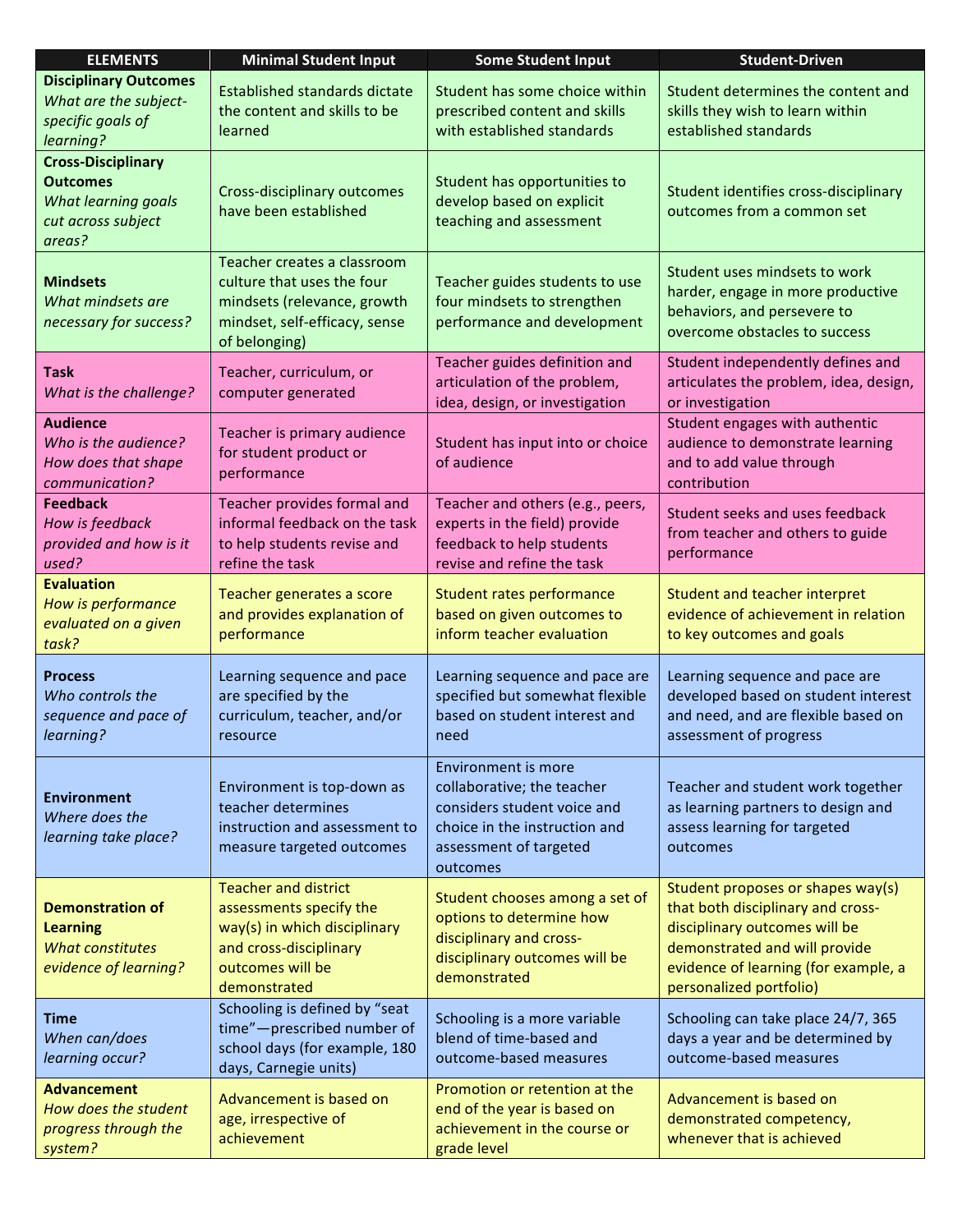| ELEMENTS | Minimal Student Input | Some Student Input | Student-Driven |
|---|---|---|---|
| **Disciplinary Outcomes** *What are the subject-specific goals of learning?* | Established standards dictate the content and skills to be learned | Student has some choice within prescribed content and skills with established standards | Student determines the content and skills they wish to learn within established standards |
| **Cross-Disciplinary Outcomes** *What learning goals cut across subject areas?* | Cross-disciplinary outcomes have been established | Student has opportunities to develop based on explicit teaching and assessment | Student identifies cross-disciplinary outcomes from a common set |
| **Mindsets** *What mindsets are necessary for success?* | Teacher creates a classroom culture that uses the four mindsets (relevance, growth mindset, self-efficacy, sense of belonging) | Teacher guides students to use four mindsets to strengthen performance and development | Student uses mindsets to work harder, engage in more productive behaviors, and persevere to overcome obstacles to success |
| **Task** *What is the challenge?* | Teacher, curriculum, or computer generated | Teacher guides definition and articulation of the problem, idea, design, or investigation | Student independently defines and articulates the problem, idea, design, or investigation |
| **Audience** *Who is the audience? How does that shape communication?* | Teacher is primary audience for student product or performance | Student has input into or choice of audience | Student engages with authentic audience to demonstrate learning and to add value through contribution |
| **Feedback** *How is feedback provided and how is it used?* | Teacher provides formal and informal feedback on the task to help students revise and refine the task | Teacher and others (e.g., peers, experts in the field) provide feedback to help students revise and refine the task | Student seeks and uses feedback from teacher and others to guide performance |
| **Evaluation** *How is performance evaluated on a given task?* | Teacher generates a score and provides explanation of performance | Student rates performance based on given outcomes to inform teacher evaluation | Student and teacher interpret evidence of achievement in relation to key outcomes and goals |
| **Process** *Who controls the sequence and pace of learning?* | Learning sequence and pace are specified by the curriculum, teacher, and/or resource | Learning sequence and pace are specified but somewhat flexible based on student interest and need | Learning sequence and pace are developed based on student interest and need, and are flexible based on assessment of progress |
| **Environment** *Where does the learning take place?* | Environment is top-down as teacher determines instruction and assessment to measure targeted outcomes | Environment is more collaborative; the teacher considers student voice and choice in the instruction and assessment of targeted outcomes | Teacher and student work together as learning partners to design and assess learning for targeted outcomes |
| **Demonstration of Learning** *What constitutes evidence of learning?* | Teacher and district assessments specify the way(s) in which disciplinary and cross-disciplinary outcomes will be demonstrated | Student chooses among a set of options to determine how disciplinary and cross-disciplinary outcomes will be demonstrated | Student proposes or shapes way(s) that both disciplinary and cross-disciplinary outcomes will be demonstrated and will provide evidence of learning (for example, a personalized portfolio) |
| **Time** *When can/does learning occur?* | Schooling is defined by "seat time"—prescribed number of school days (for example, 180 days, Carnegie units) | Schooling is a more variable blend of time-based and outcome-based measures | Schooling can take place 24/7, 365 days a year and be determined by outcome-based measures |
| **Advancement** *How does the student progress through the system?* | Advancement is based on age, irrespective of achievement | Promotion or retention at the end of the year is based on achievement in the course or grade level | Advancement is based on demonstrated competency, whenever that is achieved |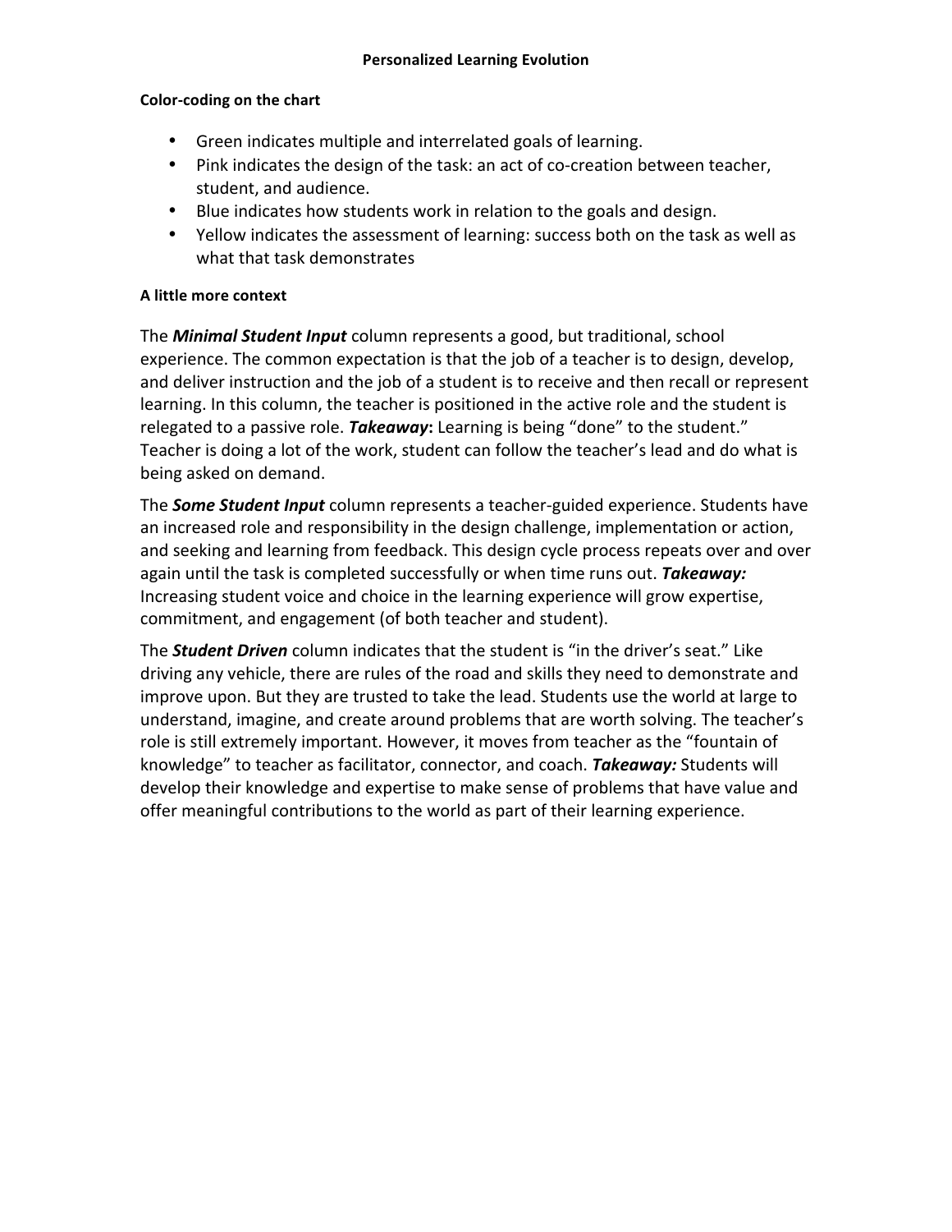# Personalized Learning Evolution

**Color-coding on the chart**

- Green indicates multiple and interrelated goals of learning.
- Pink indicates the design of the task: an act of co-creation between teacher, student, and audience.
- Blue indicates how students work in relation to the goals and design.
- Yellow indicates the assessment of learning: success both on the task as well as what that task demonstrates

**A little more context**

The ***Minimal Student Input*** column represents a good, but traditional, school experience. The common expectation is that the job of a teacher is to design, develop, and deliver instruction and the job of a student is to receive and then recall or represent learning. In this column, the teacher is positioned in the active role and the student is relegated to a passive role. ***Takeaway*****:** Learning is being "done" to the student." Teacher is doing a lot of the work, student can follow the teacher's lead and do what is being asked on demand.

The ***Some Student Input*** column represents a teacher-guided experience. Students have an increased role and responsibility in the design challenge, implementation or action, and seeking and learning from feedback. This design cycle process repeats over and over again until the task is completed successfully or when time runs out. ***Takeaway:*** Increasing student voice and choice in the learning experience will grow expertise, commitment, and engagement (of both teacher and student).

The ***Student Driven*** column indicates that the student is "in the driver's seat." Like driving any vehicle, there are rules of the road and skills they need to demonstrate and improve upon. But they are trusted to take the lead. Students use the world at large to understand, imagine, and create around problems that are worth solving. The teacher's role is still extremely important. However, it moves from teacher as the "fountain of knowledge" to teacher as facilitator, connector, and coach. ***Takeaway:*** Students will develop their knowledge and expertise to make sense of problems that have value and offer meaningful contributions to the world as part of their learning experience.